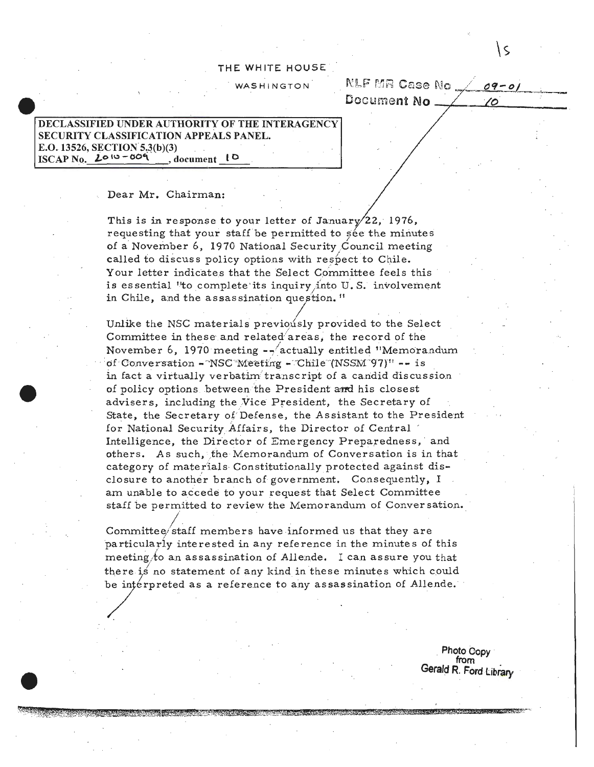THE WHITE HOUSE

WASHINGTON

NLF MR Case No 09-01
Document No 10

**DECLASSIFIED UNDER AUTHORITY OF THE INTERAGENCY SECURITY CLASSIFICATION APPEALS PANEL.**
**E.O. 13526, SECTION 5.3(b)(3)**
**ISCAP No. 2010-009, document 10**

Dear Mr. Chairman:

This is in response to your letter of January 22, 1976, requesting that your staff be permitted to see the minutes of a November 6, 1970 National Security Council meeting called to discuss policy options with respect to Chile. Your letter indicates that the Select Committee feels this is essential "to complete its inquiry into U.S. involvement in Chile, and the assassination question."

Unlike the NSC materials previously provided to the Select Committee in these and related areas, the record of the November 6, 1970 meeting -- actually entitled "Memorandum of Conversation - NSC Meeting - Chile (NSSM 97)" -- is in fact a virtually verbatim transcript of a candid discussion of policy options between the President and his closest advisers, including the Vice President, the Secretary of State, the Secretary of Defense, the Assistant to the President for National Security Affairs, the Director of Central Intelligence, the Director of Emergency Preparedness, and others. As such, the Memorandum of Conversation is in that category of materials Constitutionally protected against disclosure to another branch of government. Consequently, I am unable to accede to your request that Select Committee staff be permitted to review the Memorandum of Conversation.

Committee staff members have informed us that they are particularly interested in any reference in the minutes of this meeting to an assassination of Allende. I can assure you that there is no statement of any kind in these minutes which could be interpreted as a reference to any assassination of Allende.

Photo Copy from Gerald R. Ford Library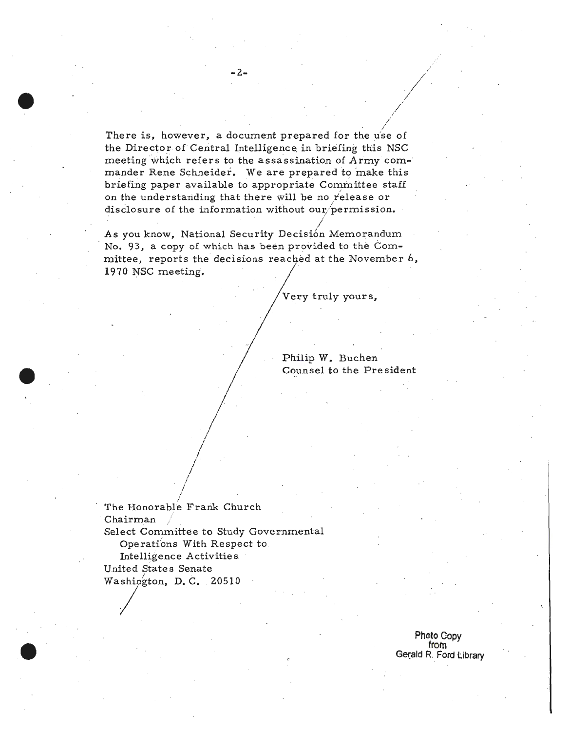There is, however, a document prepared for the use of the Director of Central Intelligence in briefing this NSC meeting which refers to the assassination of Army commander Rene Schneider. We are prepared to make this briefing paper available to appropriate Committee staff on the understanding that there will be no release or disclosure of the information without our permission.

As you know, National Security Decision Memorandum No. 93, a copy of which has been provided to the Committee, reports the decisions reached at the November 6, 1970 NSC meeting.

Very truly yours,

Philip W. Buchen
Counsel to the President

The Honorable Frank Church
Chairman
Select Committee to Study Governmental
Operations With Respect to
Intelligence Activities
United States Senate
Washington, D. C. 20510

Photo Copy
from
Gerald R. Ford Library